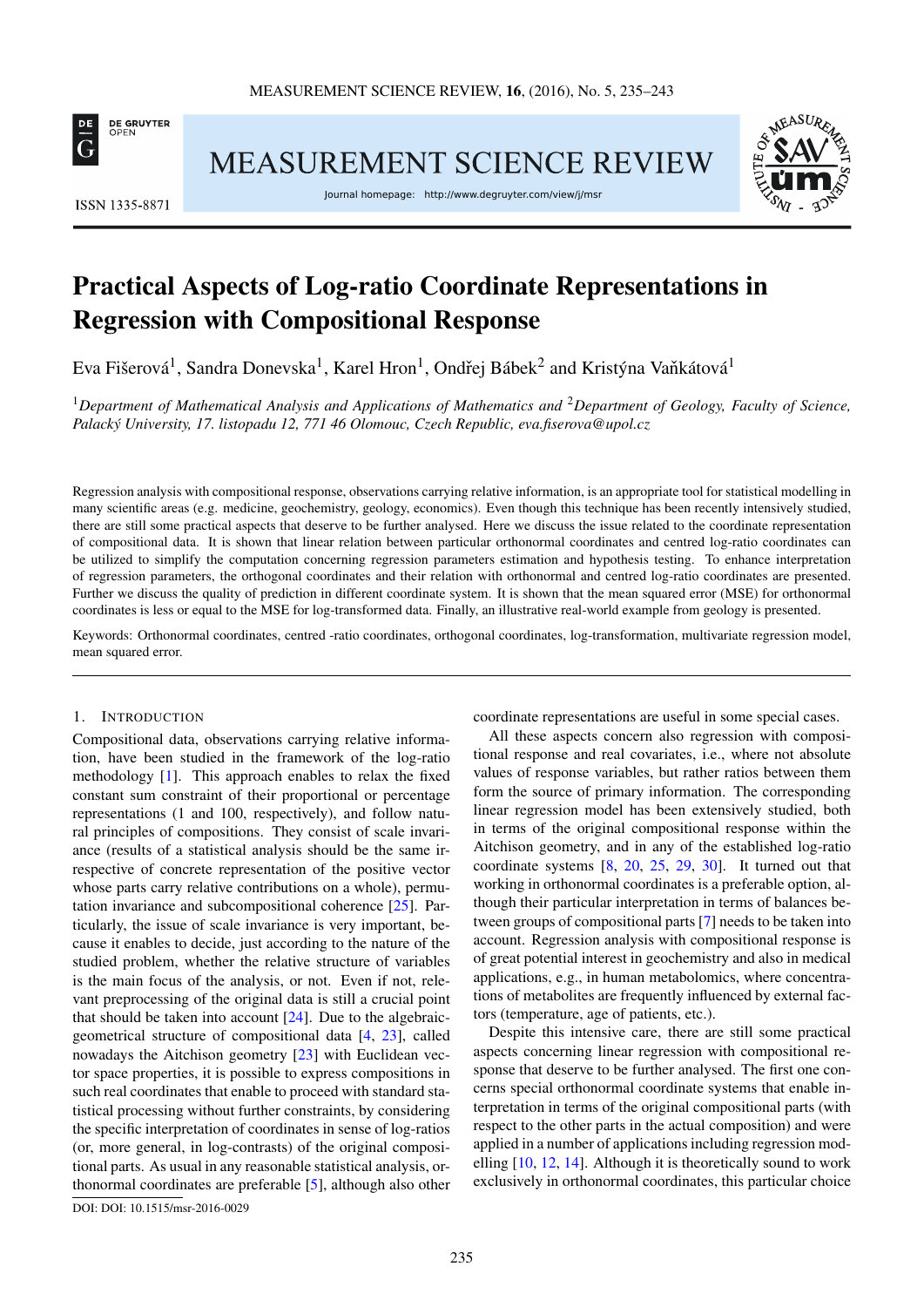# Practical Aspects of Log-ratio Coordinate Representations in Regression with Compositional Response

Eva Fišerová[1], Sandra Donevska[1], Karel Hron[1], Ondřej Bábek[2] and Kristýna Vaňkátová[1]

[1] *Department of Mathematical Analysis and Applications of Mathematics and* [2] *Department of Geology, Faculty of Science, Palacký University, 17. listopadu 12, 771 46 Olomouc, Czech Republic, eva.fiserova@upol.cz*

Regression analysis with compositional response, observations carrying relative information, is an appropriate tool for statistical modelling in many scientific areas (e.g. medicine, geochemistry, geology, economics). Even though this technique has been recently intensively studied, there are still some practical aspects that deserve to be further analysed. Here we discuss the issue related to the coordinate representation of compositional data. It is shown that linear relation between particular orthonormal coordinates and centred log-ratio coordinates can be utilized to simplify the computation concerning regression parameters estimation and hypothesis testing. To enhance interpretation of regression parameters, the orthogonal coordinates and their relation with orthonormal and centred log-ratio coordinates are presented. Further we discuss the quality of prediction in different coordinate system. It is shown that the mean squared error (MSE) for orthonormal coordinates is less or equal to the MSE for log-transformed data. Finally, an illustrative real-world example from geology is presented.

Keywords: Orthonormal coordinates, centred -ratio coordinates, orthogonal coordinates, log-transformation, multivariate regression model, mean squared error.

## 1. Introduction

Compositional data, observations carrying relative information, have been studied in the framework of the log-ratio methodology [1]. This approach enables to relax the fixed constant sum constraint of their proportional or percentage representations (1 and 100, respectively), and follow natural principles of compositions. They consist of scale invariance (results of a statistical analysis should be the same irrespective of concrete representation of the positive vector whose parts carry relative contributions on a whole), permutation invariance and subcompositional coherence [25]. Particularly, the issue of scale invariance is very important, because it enables to decide, just according to the nature of the studied problem, whether the relative structure of variables is the main focus of the analysis, or not. Even if not, relevant preprocessing of the original data is still a crucial point that should be taken into account [24]. Due to the algebraic-geometrical structure of compositional data [4, 23], called nowadays the Aitchison geometry [23] with Euclidean vector space properties, it is possible to express compositions in such real coordinates that enable to proceed with standard statistical processing without further constraints, by considering the specific interpretation of coordinates in sense of log-ratios (or, more general, in log-contrasts) of the original compositional parts. As usual in any reasonable statistical analysis, orthonormal coordinates are preferable [5], although also other coordinate representations are useful in some special cases.

All these aspects concern also regression with compositional response and real covariates, i.e., where not absolute values of response variables, but rather ratios between them form the source of primary information. The corresponding linear regression model has been extensively studied, both in terms of the original compositional response within the Aitchison geometry, and in any of the established log-ratio coordinate systems [8, 20, 25, 29, 30]. It turned out that working in orthonormal coordinates is a preferable option, although their particular interpretation in terms of balances between groups of compositional parts [7] needs to be taken into account. Regression analysis with compositional response is of great potential interest in geochemistry and also in medical applications, e.g., in human metabolomics, where concentrations of metabolites are frequently influenced by external factors (temperature, age of patients, etc.).

Despite this intensive care, there are still some practical aspects concerning linear regression with compositional response that deserve to be further analysed. The first one concerns special orthonormal coordinate systems that enable interpretation in terms of the original compositional parts (with respect to the other parts in the actual composition) and were applied in a number of applications including regression modelling [10, 12, 14]. Although it is theoretically sound to work exclusively in orthonormal coordinates, this particular choice

DOI: DOI: 10.1515/msr-2016-0029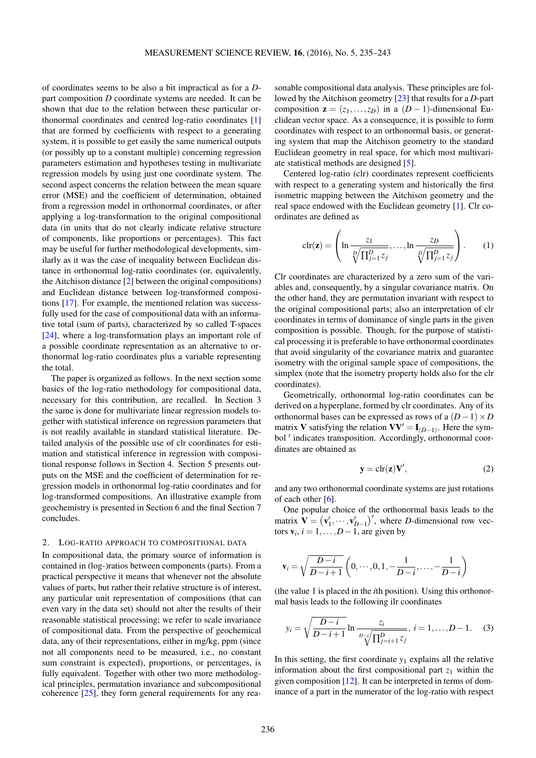of coordinates seems to be also a bit impractical as for a $D$-part composition $D$ coordinate systems are needed. It can be shown that due to the relation between these particular orthonormal coordinates and centred log-ratio coordinates [1] that are formed by coefficients with respect to a generating system, it is possible to get easily the same numerical outputs (or possibly up to a constant multiple) concerning regression parameters estimation and hypotheses testing in multivariate regression models by using just one coordinate system. The second aspect concerns the relation between the mean square error (MSE) and the coefficient of determination, obtained from a regression model in orthonormal coordinates, or after applying a log-transformation to the original compositional data (in units that do not clearly indicate relative structure of components, like proportions or percentages). This fact may be useful for further methodological developments, similarly as it was the case of inequality between Euclidean distance in orthonormal log-ratio coordinates (or, equivalently, the Aitchison distance [2] between the original compositions) and Euclidean distance between log-transformed compositions [17]. For example, the mentioned relation was successfully used for the case of compositional data with an informative total (sum of parts), characterized by so called T-spaces [24], where a log-transformation plays an important role of a possible coordinate representation as an alternative to orthonormal log-ratio coordinates plus a variable representing the total.

The paper is organized as follows. In the next section some basics of the log-ratio methodology for compositional data, necessary for this contribution, are recalled. In Section 3 the same is done for multivariate linear regression models together with statistical inference on regression parameters that is not readily available in standard statistical literature. Detailed analysis of the possible use of clr coordinates for estimation and statistical inference in regression with compositional response follows in Section 4. Section 5 presents outputs on the MSE and the coefficient of determination for regression models in orthonormal log-ratio coordinates and for log-transformed compositions. An illustrative example from geochemistry is presented in Section 6 and the final Section 7 concludes.

## 2. Log-ratio approach to compositional data

In compositional data, the primary source of information is contained in (log-)ratios between components (parts). From a practical perspective it means that whenever not the absolute values of parts, but rather their relative structure is of interest, any particular unit representation of compositions (that can even vary in the data set) should not alter the results of their reasonable statistical processing; we refer to scale invariance of compositional data. From the perspective of geochemical data, any of their representations, either in mg/kg, ppm (since not all components need to be measured, i.e., no constant sum constraint is expected), proportions, or percentages, is fully equivalent. Together with other two more methodological principles, permutation invariance and subcompositional coherence [25], they form general requirements for any reasonable compositional data analysis. These principles are followed by the Aitchison geometry [23] that results for a $D$-part composition $\mathbf{z} = (z_1, \ldots, z_D)$ in a $(D-1)$-dimensional Euclidean vector space. As a consequence, it is possible to form coordinates with respect to an orthonormal basis, or generating system that map the Aitchison geometry to the standard Euclidean geometry in real space, for which most multivariate statistical methods are designed [5].

Centered log-ratio (clr) coordinates represent coefficients with respect to a generating system and historically the first isometric mapping between the Aitchison geometry and the real space endowed with the Euclidean geometry [1]. Clr coordinates are defined as

$$\operatorname{clr}(\mathbf{z}) = \left( \ln \frac{z_1}{\sqrt[D]{\prod_{j=1}^{D} z_j}}, \ldots, \ln \frac{z_D}{\sqrt[D]{\prod_{j=1}^{D} z_j}} \right). \qquad (1)$$

Clr coordinates are characterized by a zero sum of the variables and, consequently, by a singular covariance matrix. On the other hand, they are permutation invariant with respect to the original compositional parts; also an interpretation of clr coordinates in terms of dominance of single parts in the given composition is possible. Though, for the purpose of statistical processing it is preferable to have orthonormal coordinates that avoid singularity of the covariance matrix and guarantee isometry with the original sample space of compositions, the simplex (note that the isometry property holds also for the clr coordinates).

Geometrically, orthonormal log-ratio coordinates can be derived on a hyperplane, formed by clr coordinates. Any of its orthonormal bases can be expressed as rows of a $(D-1) \times D$ matrix $\mathbf{V}$ satisfying the relation $\mathbf{V}\mathbf{V}' = \mathbf{I}_{(D-1)}$. Here the symbol $'$ indicates transposition. Accordingly, orthonormal coordinates are obtained as

$$\mathbf{y} = \operatorname{clr}(\mathbf{z})\mathbf{V}', \qquad (2)$$

and any two orthonormal coordinate systems are just rotations of each other [6].

One popular choice of the orthonormal basis leads to the matrix $\mathbf{V} = \left(\mathbf{v}_1', \cdots, \mathbf{v}_{D-1}'\right)'$, where $D$-dimensional row vectors $\mathbf{v}_i$, $i = 1, \ldots, D-1$, are given by

$$\mathbf{v}_i = \sqrt{\frac{D-i}{D-i+1}} \left( 0, \cdots, 0, 1, -\frac{1}{D-i}, \ldots, -\frac{1}{D-i} \right)$$

(the value 1 is placed in the $i$th position). Using this orthonormal basis leads to the following ilr coordinates

$$y_i = \sqrt{\frac{D-i}{D-i+1}} \ln \frac{z_i}{\sqrt[D-i]{\prod_{j=i+1}^{D} z_j}}, \; i = 1, \ldots, D-1. \qquad (3)$$

In this setting, the first coordinate $y_1$ explains all the relative information about the first compositional part $z_1$ within the given composition [12]. It can be interpreted in terms of dominance of a part in the numerator of the log-ratio with respect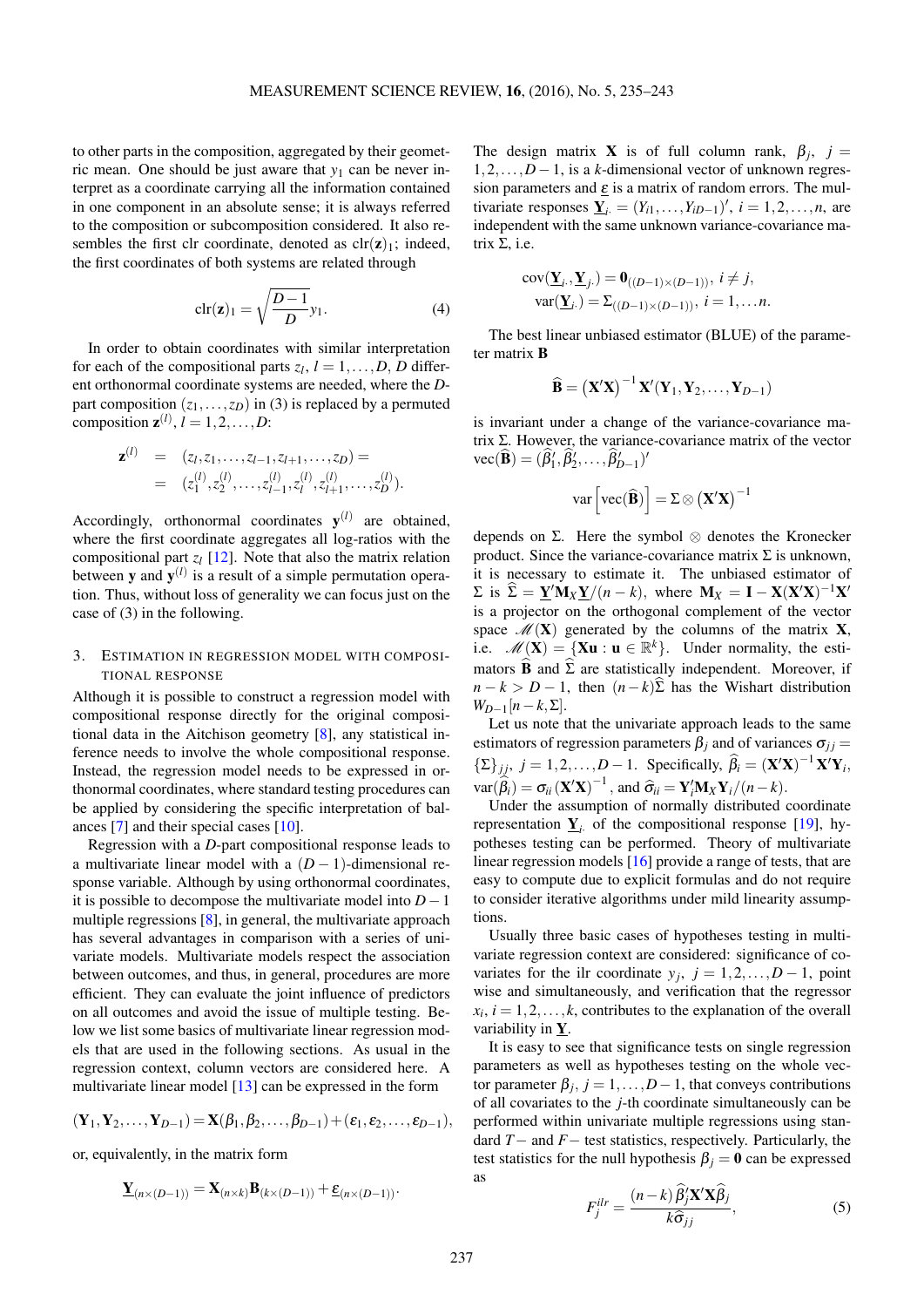to other parts in the composition, aggregated by their geometric mean. One should be just aware that $y_1$ can be never interpret as a coordinate carrying all the information contained in one component in an absolute sense; it is always referred to the composition or subcomposition considered. It also resembles the first clr coordinate, denoted as $\text{clr}(\mathbf{z})_1$; indeed, the first coordinates of both systems are related through

$$\text{clr}(\mathbf{z})_1 = \sqrt{\frac{D-1}{D}}y_1. \tag{4}$$

In order to obtain coordinates with similar interpretation for each of the compositional parts $z_l$, $l = 1,\dots,D$, $D$ different orthonormal coordinate systems are needed, where the $D$-part composition $(z_1,\dots,z_D)$ in (3) is replaced by a permuted composition $\mathbf{z}^{(l)}$, $l = 1,2,\dots,D$:

$$\begin{aligned}\mathbf{z}^{(l)} &= (z_l, z_1, \dots, z_{l-1}, z_{l+1}, \dots, z_D) = \\ &= (z_1^{(l)}, z_2^{(l)}, \dots, z_{l-1}^{(l)}, z_l^{(l)}, z_{l+1}^{(l)}, \dots, z_D^{(l)}).\end{aligned}$$

Accordingly, orthonormal coordinates $\mathbf{y}^{(l)}$ are obtained, where the first coordinate aggregates all log-ratios with the compositional part $z_l$ [12]. Note that also the matrix relation between $\mathbf{y}$ and $\mathbf{y}^{(l)}$ is a result of a simple permutation operation. Thus, without loss of generality we can focus just on the case of (3) in the following.

## 3. Estimation in regression model with compositional response

Although it is possible to construct a regression model with compositional response directly for the original compositional data in the Aitchison geometry [8], any statistical inference needs to involve the whole compositional response. Instead, the regression model needs to be expressed in orthonormal coordinates, where standard testing procedures can be applied by considering the specific interpretation of balances [7] and their special cases [10].

Regression with a $D$-part compositional response leads to a multivariate linear model with a $(D-1)$-dimensional response variable. Although by using orthonormal coordinates, it is possible to decompose the multivariate model into $D-1$ multiple regressions [8], in general, the multivariate approach has several advantages in comparison with a series of univariate models. Multivariate models respect the association between outcomes, and thus, in general, procedures are more efficient. They can evaluate the joint influence of predictors on all outcomes and avoid the issue of multiple testing. Below we list some basics of multivariate linear regression models that are used in the following sections. As usual in the regression context, column vectors are considered here. A multivariate linear model [13] can be expressed in the form

$$(\mathbf{Y}_1, \mathbf{Y}_2, \dots, \mathbf{Y}_{D-1}) = \mathbf{X}(\beta_1, \beta_2, \dots, \beta_{D-1}) + (\varepsilon_1, \varepsilon_2, \dots, \varepsilon_{D-1}),$$

or, equivalently, in the matrix form

$$\underline{\mathbf{Y}}_{(n\times(D-1))} = \mathbf{X}_{(n\times k)}\mathbf{B}_{(k\times(D-1))} + \underline{\varepsilon}_{(n\times(D-1))}.$$

The design matrix $\mathbf{X}$ is of full column rank, $\beta_j$, $j = 1,2,\dots,D-1$, is a $k$-dimensional vector of unknown regression parameters and $\underline{\varepsilon}$ is a matrix of random errors. The multivariate responses $\underline{\mathbf{Y}}_{i\cdot} = (Y_{i1},\dots,Y_{iD-1})'$, $i = 1,2,\dots,n$, are independent with the same unknown variance-covariance matrix $\Sigma$, i.e.

$$\begin{aligned}\text{cov}(\underline{\mathbf{Y}}_{i\cdot}, \underline{\mathbf{Y}}_{j\cdot}) &= \mathbf{0}_{((D-1)\times(D-1))},\ i \neq j, \\ \text{var}(\underline{\mathbf{Y}}_{i\cdot}) &= \Sigma_{((D-1)\times(D-1))},\ i = 1,\dots n.\end{aligned}$$

The best linear unbiased estimator (BLUE) of the parameter matrix $\mathbf{B}$

$$\widehat{\mathbf{B}} = \left(\mathbf{X}'\mathbf{X}\right)^{-1}\mathbf{X}'(\mathbf{Y}_1, \mathbf{Y}_2, \dots, \mathbf{Y}_{D-1})$$

is invariant under a change of the variance-covariance matrix $\Sigma$. However, the variance-covariance matrix of the vector $\text{vec}(\widehat{\mathbf{B}}) = (\widehat{\beta}_1', \widehat{\beta}_2', \dots, \widehat{\beta}_{D-1}')'$

$$\text{var}\left[\text{vec}(\widehat{\mathbf{B}})\right] = \Sigma \otimes \left(\mathbf{X}'\mathbf{X}\right)^{-1}$$

depends on $\Sigma$. Here the symbol $\otimes$ denotes the Kronecker product. Since the variance-covariance matrix $\Sigma$ is unknown, it is necessary to estimate it. The unbiased estimator of $\Sigma$ is $\widehat{\Sigma} = \underline{\mathbf{Y}}'\mathbf{M}_X\underline{\mathbf{Y}}/(n-k)$, where $\mathbf{M}_X = \mathbf{I} - \mathbf{X}(\mathbf{X}'\mathbf{X})^{-1}\mathbf{X}'$ is a projector on the orthogonal complement of the vector space $\mathscr{M}(\mathbf{X})$ generated by the columns of the matrix $\mathbf{X}$, i.e. $\mathscr{M}(\mathbf{X}) = \{\mathbf{Xu} : \mathbf{u} \in \mathbb{R}^k\}$. Under normality, the estimators $\widehat{\mathbf{B}}$ and $\widehat{\Sigma}$ are statistically independent. Moreover, if $n-k > D-1$, then $(n-k)\widehat{\Sigma}$ has the Wishart distribution $W_{D-1}[n-k, \Sigma]$.

Let us note that the univariate approach leads to the same estimators of regression parameters $\beta_j$ and of variances $\sigma_{jj} = \{\Sigma\}_{jj}$, $j = 1,2,\dots,D-1$. Specifically, $\widehat{\beta}_i = (\mathbf{X}'\mathbf{X})^{-1}\mathbf{X}'\mathbf{Y}_i$, $\text{var}(\widehat{\beta}_i) = \sigma_{ii}\left(\mathbf{X}'\mathbf{X}\right)^{-1}$, and $\widehat{\sigma}_{ii} = \mathbf{Y}_i'\mathbf{M}_X\mathbf{Y}_i/(n-k)$.

Under the assumption of normally distributed coordinate representation $\underline{\mathbf{Y}}_{i\cdot}$ of the compositional response [19], hypotheses testing can be performed. Theory of multivariate linear regression models [16] provide a range of tests, that are easy to compute due to explicit formulas and do not require to consider iterative algorithms under mild linearity assumptions.

Usually three basic cases of hypotheses testing in multivariate regression context are considered: significance of covariates for the ilr coordinate $y_j$, $j = 1,2,\dots,D-1$, point wise and simultaneously, and verification that the regressor $x_i$, $i = 1,2,\dots,k$, contributes to the explanation of the overall variability in $\underline{\mathbf{Y}}$.

It is easy to see that significance tests on single regression parameters as well as hypotheses testing on the whole vector parameter $\beta_j$, $j = 1,\dots,D-1$, that conveys contributions of all covariates to the $j$-th coordinate simultaneously can be performed within univariate multiple regressions using standard $T-$ and $F-$ test statistics, respectively. Particularly, the test statistics for the null hypothesis $\beta_j = \mathbf{0}$ can be expressed as

$$F_j^{ilr} = \frac{(n-k)\,\widehat{\beta}_j'\mathbf{X}'\mathbf{X}\widehat{\beta}_j}{k\widehat{\sigma}_{jj}}, \tag{5}$$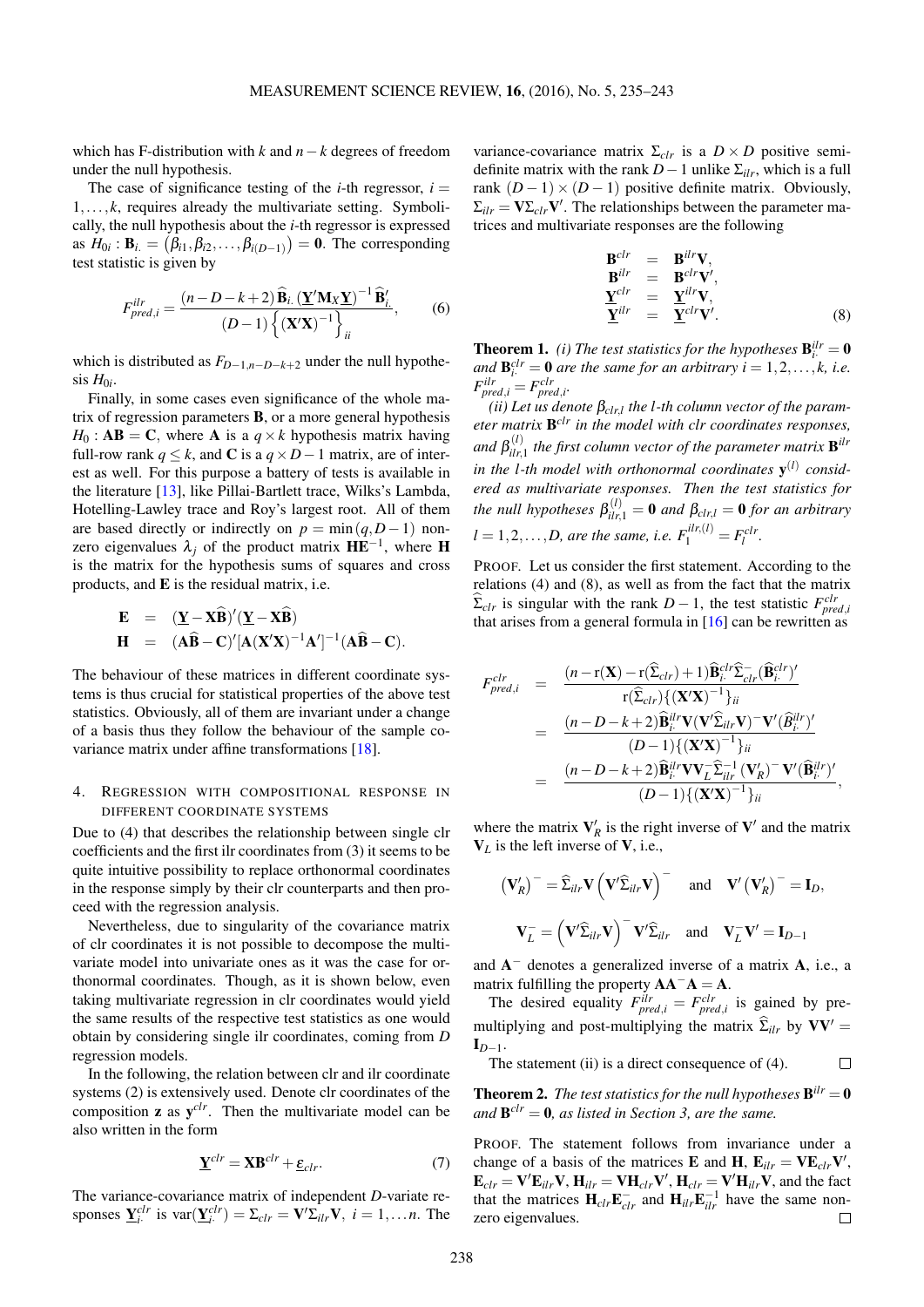which has F-distribution with $k$ and $n-k$ degrees of freedom under the null hypothesis.

The case of significance testing of the $i$-th regressor, $i = 1,\dots,k$, requires already the multivariate setting. Symbolically, the null hypothesis about the $i$-th regressor is expressed as $H_{0i}: \mathbf{B}_{i.} = (\beta_{i1}, \beta_{i2}, \dots, \beta_{i(D-1)}) = \mathbf{0}$. The corresponding test statistic is given by

$$F^{ilr}_{pred,i} = \frac{(n-D-k+2)\,\widehat{\mathbf{B}}_{i.}\,(\underline{\mathbf{Y}}'\mathbf{M}_X\underline{\mathbf{Y}})^{-1}\,\widehat{\mathbf{B}}'_{i.}}{(D-1)\left\{(\mathbf{X}'\mathbf{X})^{-1}\right\}_{ii}}, \tag{6}$$

which is distributed as $F_{D-1,n-D-k+2}$ under the null hypothesis $H_{0i}$.

Finally, in some cases even significance of the whole matrix of regression parameters $\mathbf{B}$, or a more general hypothesis $H_0: \mathbf{AB} = \mathbf{C}$, where $\mathbf{A}$ is a $q \times k$ hypothesis matrix having full-row rank $q \leq k$, and $\mathbf{C}$ is a $q \times D-1$ matrix, are of interest as well. For this purpose a battery of tests is available in the literature [13], like Pillai-Bartlett trace, Wilks's Lambda, Hotelling-Lawley trace and Roy's largest root. All of them are based directly or indirectly on $p = \min(q, D-1)$ nonzero eigenvalues $\lambda_j$ of the product matrix $\mathbf{HE}^{-1}$, where $\mathbf{H}$ is the matrix for the hypothesis sums of squares and cross products, and $\mathbf{E}$ is the residual matrix, i.e.

$$\begin{aligned}
\mathbf{E} &= (\underline{\mathbf{Y}} - \mathbf{X}\widehat{\mathbf{B}})'(\underline{\mathbf{Y}} - \mathbf{X}\widehat{\mathbf{B}}) \\
\mathbf{H} &= (\mathbf{A}\widehat{\mathbf{B}} - \mathbf{C})'[\mathbf{A}(\mathbf{X}'\mathbf{X})^{-1}\mathbf{A}']^{-1}(\mathbf{A}\widehat{\mathbf{B}} - \mathbf{C}).
\end{aligned}$$

The behaviour of these matrices in different coordinate systems is thus crucial for statistical properties of the above test statistics. Obviously, all of them are invariant under a change of a basis thus they follow the behaviour of the sample covariance matrix under affine transformations [18].

## 4. Regression with compositional response in different coordinate systems

Due to (4) that describes the relationship between single clr coefficients and the first ilr coordinates from (3) it seems to be quite intuitive possibility to replace orthonormal coordinates in the response simply by their clr counterparts and then proceed with the regression analysis.

Nevertheless, due to singularity of the covariance matrix of clr coordinates it is not possible to decompose the multivariate model into univariate ones as it was the case for orthonormal coordinates. Though, as it is shown below, even taking multivariate regression in clr coordinates would yield the same results of the respective test statistics as one would obtain by considering single ilr coordinates, coming from $D$ regression models.

In the following, the relation between clr and ilr coordinate systems (2) is extensively used. Denote clr coordinates of the composition $\mathbf{z}$ as $\mathbf{y}^{clr}$. Then the multivariate model can be also written in the form

$$\underline{\mathbf{Y}}^{clr} = \mathbf{X}\mathbf{B}^{clr} + \underline{\varepsilon}_{clr}. \tag{7}$$

The variance-covariance matrix of independent $D$-variate responses $\underline{\mathbf{Y}}^{clr}_{i.}$ is $\mathrm{var}(\underline{\mathbf{Y}}^{clr}_{i.}) = \Sigma_{clr} = \mathbf{V}'\Sigma_{ilr}\mathbf{V}$, $i = 1,\dots n$. The variance-covariance matrix $\Sigma_{clr}$ is a $D \times D$ positive semidefinite matrix with the rank $D-1$ unlike $\Sigma_{ilr}$, which is a full rank $(D-1)\times(D-1)$ positive definite matrix. Obviously, $\Sigma_{ilr} = \mathbf{V}\Sigma_{clr}\mathbf{V}'$. The relationships between the parameter matrices and multivariate responses are the following

$$\begin{aligned}
\mathbf{B}^{clr} &= \mathbf{B}^{ilr}\mathbf{V}, \\
\mathbf{B}^{ilr} &= \mathbf{B}^{clr}\mathbf{V}', \\
\underline{\mathbf{Y}}^{clr} &= \underline{\mathbf{Y}}^{ilr}\mathbf{V}, \\
\underline{\mathbf{Y}}^{ilr} &= \underline{\mathbf{Y}}^{clr}\mathbf{V}'.
\end{aligned} \tag{8}$$

**Theorem 1.** *(i) The test statistics for the hypotheses $\mathbf{B}^{ilr}_{i.} = \mathbf{0}$ and $\mathbf{B}^{clr}_{i.} = \mathbf{0}$ are the same for an arbitrary $i = 1,2,\dots,k$, i.e. $F^{ilr}_{pred,i} = F^{clr}_{pred,i}$.*

*(ii) Let us denote $\beta_{clr,l}$ the $l$-th column vector of the parameter matrix $\mathbf{B}^{clr}$ in the model with clr coordinates responses, and $\beta^{(l)}_{ilr,1}$ the first column vector of the parameter matrix $\mathbf{B}^{ilr}$ in the $l$-th model with orthonormal coordinates $\mathbf{y}^{(l)}$ considered as multivariate responses. Then the test statistics for the null hypotheses $\beta^{(l)}_{ilr,1} = \mathbf{0}$ and $\beta_{clr,l} = \mathbf{0}$ for an arbitrary $l = 1,2,\dots,D$, are the same, i.e. $F^{ilr,(l)}_{1} = F^{clr}_{l}$.*

Proof. Let us consider the first statement. According to the relations (4) and (8), as well as from the fact that the matrix $\widehat{\Sigma}_{clr}$ is singular with the rank $D-1$, the test statistic $F^{clr}_{pred,i}$ that arises from a general formula in [16] can be rewritten as

$$\begin{aligned}
F^{clr}_{pred,i} &= \frac{(n - \mathrm{r}(\mathbf{X}) - \mathrm{r}(\widehat{\Sigma}_{clr}) + 1)\widehat{\mathbf{B}}^{clr}_{i.}\widehat{\Sigma}^{-}_{clr}(\widehat{\mathbf{B}}^{clr}_{i.})'}{\mathrm{r}(\widehat{\Sigma}_{clr})\{(\mathbf{X}'\mathbf{X})^{-1}\}_{ii}} \\
&= \frac{(n-D-k+2)\widehat{\mathbf{B}}^{ilr}_{i.}\mathbf{V}(\mathbf{V}'\widehat{\Sigma}_{ilr}\mathbf{V})^{-}\mathbf{V}'(\widehat{B}^{ilr}_{i.})'}{(D-1)\{(\mathbf{X}'\mathbf{X})^{-1}\}_{ii}} \\
&= \frac{(n-D-k+2)\widehat{\mathbf{B}}^{ilr}_{i.}\mathbf{V}\mathbf{V}^{-}_{L}\widehat{\Sigma}^{-1}_{ilr}(\mathbf{V}'_{R})^{-}\mathbf{V}'(\widehat{\mathbf{B}}^{ilr}_{i.})'}{(D-1)\{(\mathbf{X}'\mathbf{X})^{-1}\}_{ii}},
\end{aligned}$$

where the matrix $\mathbf{V}'_R$ is the right inverse of $\mathbf{V}'$ and the matrix $\mathbf{V}_L$ is the left inverse of $\mathbf{V}$, i.e.,

$$\left(\mathbf{V}'_R\right)^{-} = \widehat{\Sigma}_{ilr}\mathbf{V}\left(\mathbf{V}'\widehat{\Sigma}_{ilr}\mathbf{V}\right)^{-} \quad \text{and} \quad \mathbf{V}'\left(\mathbf{V}'_R\right)^{-} = \mathbf{I}_D,$$

$$\mathbf{V}^{-}_{L} = \left(\mathbf{V}'\widehat{\Sigma}_{ilr}\mathbf{V}\right)^{-}\mathbf{V}'\widehat{\Sigma}_{ilr} \quad \text{and} \quad \mathbf{V}^{-}_{L}\mathbf{V}' = \mathbf{I}_{D-1}$$

and $\mathbf{A}^{-}$ denotes a generalized inverse of a matrix $\mathbf{A}$, i.e., a matrix fulfilling the property $\mathbf{AA}^{-}\mathbf{A} = \mathbf{A}$.

The desired equality $F^{ilr}_{pred,i} = F^{clr}_{pred,i}$ is gained by pre-multiplying and post-multiplying the matrix $\widehat{\Sigma}_{ilr}$ by $\mathbf{VV}' = \mathbf{I}_{D-1}$.

The statement (ii) is a direct consequence of (4). □

**Theorem 2.** *The test statistics for the null hypotheses $\mathbf{B}^{ilr} = \mathbf{0}$ and $\mathbf{B}^{clr} = \mathbf{0}$, as listed in Section 3, are the same.*

Proof. The statement follows from invariance under a change of a basis of the matrices $\mathbf{E}$ and $\mathbf{H}$, $\mathbf{E}_{ilr} = \mathbf{V}\mathbf{E}_{clr}\mathbf{V}'$, $\mathbf{E}_{clr} = \mathbf{V}'\mathbf{E}_{ilr}\mathbf{V}$, $\mathbf{H}_{ilr} = \mathbf{V}\mathbf{H}_{clr}\mathbf{V}'$, $\mathbf{H}_{clr} = \mathbf{V}'\mathbf{H}_{ilr}\mathbf{V}$, and the fact that the matrices $\mathbf{H}_{clr}\mathbf{E}^{-}_{clr}$ and $\mathbf{H}_{ilr}\mathbf{E}^{-1}_{ilr}$ have the same nonzero eigenvalues. □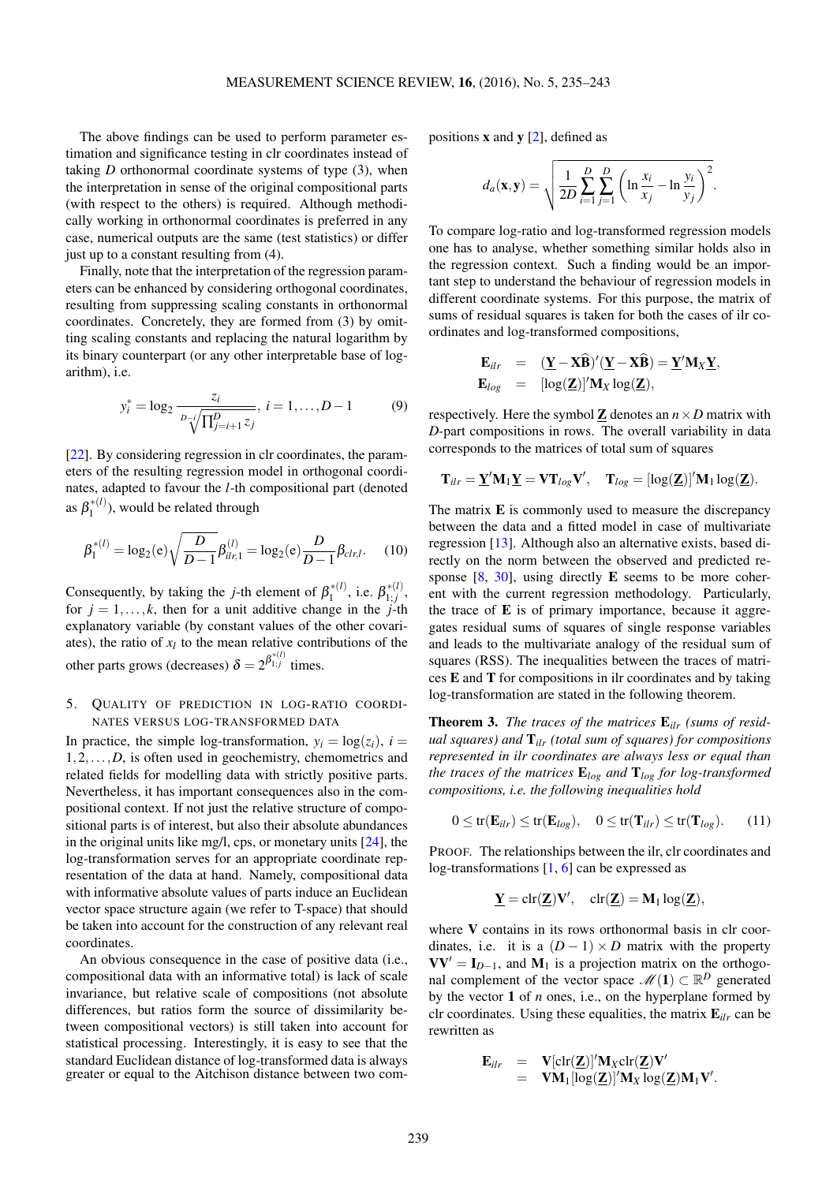The above findings can be used to perform parameter estimation and significance testing in clr coordinates instead of taking $D$ orthonormal coordinate systems of type (3), when the interpretation in sense of the original compositional parts (with respect to the others) is required. Although methodically working in orthonormal coordinates is preferred in any case, numerical outputs are the same (test statistics) or differ just up to a constant resulting from (4).

Finally, note that the interpretation of the regression parameters can be enhanced by considering orthogonal coordinates, resulting from suppressing scaling constants in orthonormal coordinates. Concretely, they are formed from (3) by omitting scaling constants and replacing the natural logarithm by its binary counterpart (or any other interpretable base of logarithm), i.e.

$$y_i^* = \log_2 \frac{z_i}{\sqrt[D-i]{\prod_{j=i+1}^{D} z_j}}, \; i = 1, \ldots, D-1 \tag{9}$$

[22]. By considering regression in clr coordinates, the parameters of the resulting regression model in orthogonal coordinates, adapted to favour the $l$-th compositional part (denoted as $\beta_1^{*(l)}$), would be related through

$$\beta_1^{*(l)} = \log_2(\mathrm{e})\sqrt{\frac{D}{D-1}}\beta_{ilr,1}^{(l)} = \log_2(\mathrm{e})\frac{D}{D-1}\beta_{clr,l}. \tag{10}$$

Consequently, by taking the $j$-th element of $\beta_1^{*(l)}$, i.e. $\beta_{1;j}^{*(l)}$, for $j = 1, \ldots, k$, then for a unit additive change in the $j$-th explanatory variable (by constant values of the other covariates), the ratio of $x_l$ to the mean relative contributions of the other parts grows (decreases) $\delta = 2^{\beta_{1;j}^{*(l)}}$ times.

## 5. Quality of prediction in log-ratio coordinates versus log-transformed data

In practice, the simple log-transformation, $y_i = \log(z_i)$, $i = 1, 2, \ldots, D$, is often used in geochemistry, chemometrics and related fields for modelling data with strictly positive parts. Nevertheless, it has important consequences also in the compositional context. If not just the relative structure of compositional parts is of interest, but also their absolute abundances in the original units like mg/l, cps, or monetary units [24], the log-transformation serves for an appropriate coordinate representation of the data at hand. Namely, compositional data with informative absolute values of parts induce an Euclidean vector space structure again (we refer to T-space) that should be taken into account for the construction of any relevant real coordinates.

An obvious consequence in the case of positive data (i.e., compositional data with an informative total) is lack of scale invariance, but relative scale of compositions (not absolute differences, but ratios form the source of dissimilarity between compositional vectors) is still taken into account for statistical processing. Interestingly, it is easy to see that the standard Euclidean distance of log-transformed data is always greater or equal to the Aitchison distance between two compositions $\mathbf{x}$ and $\mathbf{y}$ [2], defined as

$$d_a(\mathbf{x}, \mathbf{y}) = \sqrt{\frac{1}{2D}\sum_{i=1}^{D}\sum_{j=1}^{D}\left(\ln\frac{x_i}{x_j} - \ln\frac{y_i}{y_j}\right)^2}.$$

To compare log-ratio and log-transformed regression models one has to analyse, whether something similar holds also in the regression context. Such a finding would be an important step to understand the behaviour of regression models in different coordinate systems. For this purpose, the matrix of sums of residual squares is taken for both the cases of ilr coordinates and log-transformed compositions,

$$\begin{aligned}
\mathbf{E}_{ilr} &= (\underline{\mathbf{Y}} - \mathbf{X}\widehat{\mathbf{B}})'(\underline{\mathbf{Y}} - \mathbf{X}\widehat{\mathbf{B}}) = \underline{\mathbf{Y}}'\mathbf{M}_X\underline{\mathbf{Y}}, \\
\mathbf{E}_{log} &= [\log(\underline{\mathbf{Z}})]'\mathbf{M}_X\log(\underline{\mathbf{Z}}),
\end{aligned}$$

respectively. Here the symbol $\underline{\mathbf{Z}}$ denotes an $n \times D$ matrix with $D$-part compositions in rows. The overall variability in data corresponds to the matrices of total sum of squares

$$\mathbf{T}_{ilr} = \underline{\mathbf{Y}}'\mathbf{M}_1\underline{\mathbf{Y}} = \mathbf{V}\mathbf{T}_{log}\mathbf{V}', \quad \mathbf{T}_{log} = [\log(\underline{\mathbf{Z}})]'\mathbf{M}_1\log(\underline{\mathbf{Z}}).$$

The matrix $\mathbf{E}$ is commonly used to measure the discrepancy between the data and a fitted model in case of multivariate regression [13]. Although also an alternative exists, based directly on the norm between the observed and predicted response [8, 30], using directly $\mathbf{E}$ seems to be more coherent with the current regression methodology. Particularly, the trace of $\mathbf{E}$ is of primary importance, because it aggregates residual sums of squares of single response variables and leads to the multivariate analogy of the residual sum of squares (RSS). The inequalities between the traces of matrices $\mathbf{E}$ and $\mathbf{T}$ for compositions in ilr coordinates and by taking log-transformation are stated in the following theorem.

**Theorem 3.** *The traces of the matrices $\mathbf{E}_{ilr}$ (sums of residual squares) and $\mathbf{T}_{ilr}$ (total sum of squares) for compositions represented in ilr coordinates are always less or equal than the traces of the matrices $\mathbf{E}_{log}$ and $\mathbf{T}_{log}$ for log-transformed compositions, i.e. the following inequalities hold*

$$0 \le \mathrm{tr}(\mathbf{E}_{ilr}) \le \mathrm{tr}(\mathbf{E}_{log}), \quad 0 \le \mathrm{tr}(\mathbf{T}_{ilr}) \le \mathrm{tr}(\mathbf{T}_{log}). \tag{11}$$

Proof. The relationships between the ilr, clr coordinates and log-transformations [1, 6] can be expressed as

$$\underline{\mathbf{Y}} = \mathrm{clr}(\underline{\mathbf{Z}})\mathbf{V}', \quad \mathrm{clr}(\underline{\mathbf{Z}}) = \mathbf{M}_1\log(\underline{\mathbf{Z}}),$$

where $\mathbf{V}$ contains in its rows orthonormal basis in clr coordinates, i.e. it is a $(D-1) \times D$ matrix with the property $\mathbf{V}\mathbf{V}' = \mathbf{I}_{D-1}$, and $\mathbf{M}_1$ is a projection matrix on the orthogonal complement of the vector space $\mathscr{M}(\mathbf{1}) \subset \mathbb{R}^D$ generated by the vector $\mathbf{1}$ of $n$ ones, i.e., on the hyperplane formed by clr coordinates. Using these equalities, the matrix $\mathbf{E}_{ilr}$ can be rewritten as

$$\begin{aligned}
\mathbf{E}_{ilr} &= \mathbf{V}[\mathrm{clr}(\underline{\mathbf{Z}})]'\mathbf{M}_X\mathrm{clr}(\underline{\mathbf{Z}})\mathbf{V}' \\
&= \mathbf{V}\mathbf{M}_1[\log(\underline{\mathbf{Z}})]'\mathbf{M}_X\log(\underline{\mathbf{Z}})\mathbf{M}_1\mathbf{V}'.
\end{aligned}$$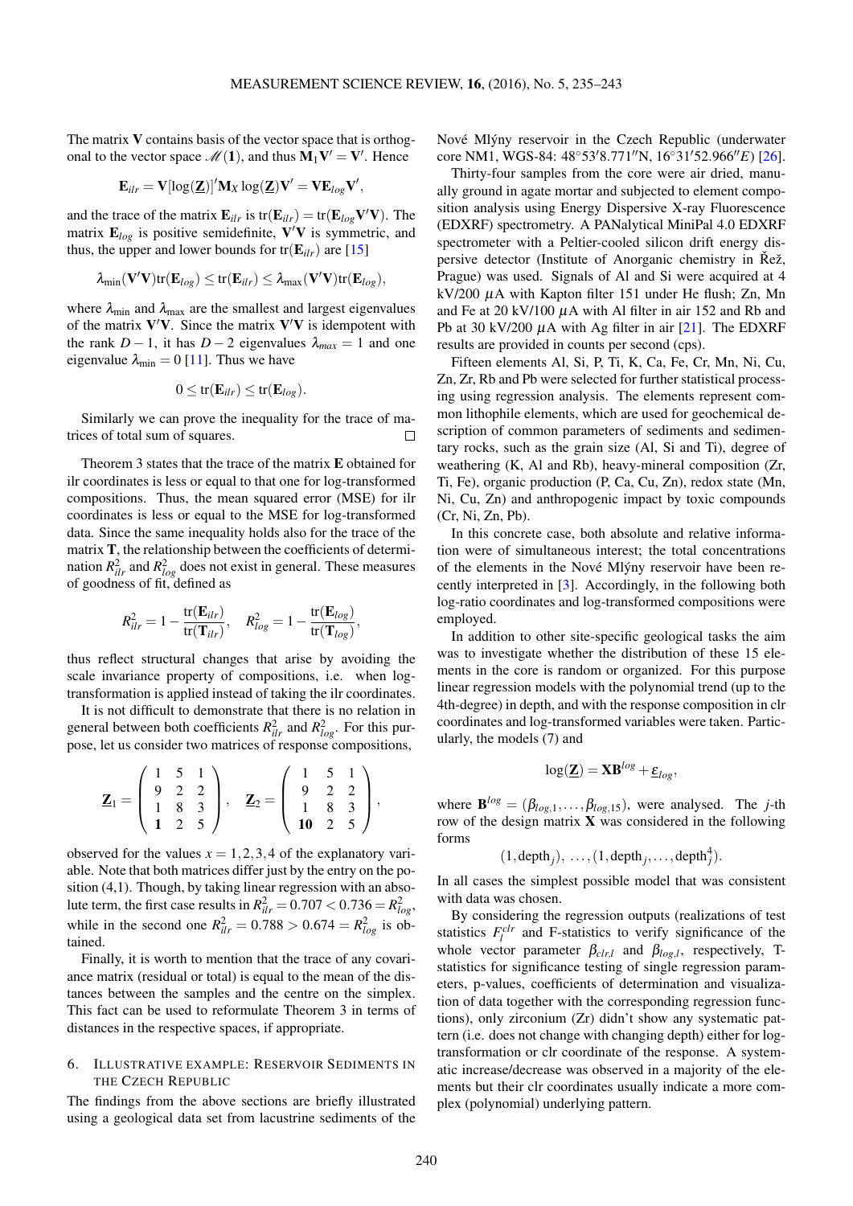The matrix $\mathbf{V}$ contains basis of the vector space that is orthogonal to the vector space $\mathscr{M}(\mathbf{1})$, and thus $\mathbf{M_1 V'} = \mathbf{V'}$. Hence

$$\mathbf{E}_{ilr} = \mathbf{V}[\log(\underline{\mathbf{Z}})]'\mathbf{M}_X \log(\underline{\mathbf{Z}})\mathbf{V}' = \mathbf{V}\mathbf{E}_{log}\mathbf{V}',$$

and the trace of the matrix $\mathbf{E}_{ilr}$ is $\mathrm{tr}(\mathbf{E}_{ilr}) = \mathrm{tr}(\mathbf{E}_{log}\mathbf{V}'\mathbf{V})$. The matrix $\mathbf{E}_{log}$ is positive semidefinite, $\mathbf{V}'\mathbf{V}$ is symmetric, and thus, the upper and lower bounds for $\mathrm{tr}(\mathbf{E}_{ilr})$ are [15]

$$\lambda_{\min}(\mathbf{V}'\mathbf{V})\mathrm{tr}(\mathbf{E}_{log}) \leq \mathrm{tr}(\mathbf{E}_{ilr}) \leq \lambda_{\max}(\mathbf{V}'\mathbf{V})\mathrm{tr}(\mathbf{E}_{log}),$$

where $\lambda_{\min}$ and $\lambda_{\max}$ are the smallest and largest eigenvalues of the matrix $\mathbf{V}'\mathbf{V}$. Since the matrix $\mathbf{V}'\mathbf{V}$ is idempotent with the rank $D-1$, it has $D-2$ eigenvalues $\lambda_{max} = 1$ and one eigenvalue $\lambda_{\min} = 0$ [11]. Thus we have

$$0 \leq \mathrm{tr}(\mathbf{E}_{ilr}) \leq \mathrm{tr}(\mathbf{E}_{log}).$$

Similarly we can prove the inequality for the trace of matrices of total sum of squares. □

Theorem 3 states that the trace of the matrix $\mathbf{E}$ obtained for ilr coordinates is less or equal to that one for log-transformed compositions. Thus, the mean squared error (MSE) for ilr coordinates is less or equal to the MSE for log-transformed data. Since the same inequality holds also for the trace of the matrix $\mathbf{T}$, the relationship between the coefficients of determination $R^2_{ilr}$ and $R^2_{log}$ does not exist in general. These measures of goodness of fit, defined as

$$R^2_{ilr} = 1 - \frac{\mathrm{tr}(\mathbf{E}_{ilr})}{\mathrm{tr}(\mathbf{T}_{ilr})}, \quad R^2_{log} = 1 - \frac{\mathrm{tr}(\mathbf{E}_{log})}{\mathrm{tr}(\mathbf{T}_{log})},$$

thus reflect structural changes that arise by avoiding the scale invariance property of compositions, i.e. when log-transformation is applied instead of taking the ilr coordinates.

It is not difficult to demonstrate that there is no relation in general between both coefficients $R^2_{ilr}$ and $R^2_{log}$. For this purpose, let us consider two matrices of response compositions,

$$\underline{\mathbf{Z}}_1 = \begin{pmatrix} 1 & 5 & 1 \\ 9 & 2 & 2 \\ 1 & 8 & 3 \\ \mathbf{1} & 2 & 5 \end{pmatrix}, \quad \underline{\mathbf{Z}}_2 = \begin{pmatrix} 1 & 5 & 1 \\ 9 & 2 & 2 \\ 1 & 8 & 3 \\ \mathbf{10} & 2 & 5 \end{pmatrix},$$

observed for the values $x = 1,2,3,4$ of the explanatory variable. Note that both matrices differ just by the entry on the position (4,1). Though, by taking linear regression with an absolute term, the first case results in $R^2_{ilr} = 0.707 < 0.736 = R^2_{log}$, while in the second one $R^2_{ilr} = 0.788 > 0.674 = R^2_{log}$ is obtained.

Finally, it is worth to mention that the trace of any covariance matrix (residual or total) is equal to the mean of the distances between the samples and the centre on the simplex. This fact can be used to reformulate Theorem 3 in terms of distances in the respective spaces, if appropriate.

## 6. Illustrative example: Reservoir sediments in the Czech Republic

The findings from the above sections are briefly illustrated using a geological data set from lacustrine sediments of the Nové Mlýny reservoir in the Czech Republic (underwater core NM1, WGS-84: 48°53′8.771″N, 16°31′52.966″E) [26].

Thirty-four samples from the core were air dried, manually ground in agate mortar and subjected to element composition analysis using Energy Dispersive X-ray Fluorescence (EDXRF) spectrometry. A PANalytical MiniPal 4.0 EDXRF spectrometer with a Peltier-cooled silicon drift energy dispersive detector (Institute of Anorganic chemistry in Řež, Prague) was used. Signals of Al and Si were acquired at 4 kV/200 $\mu$A with Kapton filter 151 under He flush; Zn, Mn and Fe at 20 kV/100 $\mu$A with Al filter in air 152 and Rb and Pb at 30 kV/200 $\mu$A with Ag filter in air [21]. The EDXRF results are provided in counts per second (cps).

Fifteen elements Al, Si, P, Ti, K, Ca, Fe, Cr, Mn, Ni, Cu, Zn, Zr, Rb and Pb were selected for further statistical processing using regression analysis. The elements represent common lithophile elements, which are used for geochemical description of common parameters of sediments and sedimentary rocks, such as the grain size (Al, Si and Ti), degree of weathering (K, Al and Rb), heavy-mineral composition (Zr, Ti, Fe), organic production (P, Ca, Cu, Zn), redox state (Mn, Ni, Cu, Zn) and anthropogenic impact by toxic compounds (Cr, Ni, Zn, Pb).

In this concrete case, both absolute and relative information were of simultaneous interest; the total concentrations of the elements in the Nové Mlýny reservoir have been recently interpreted in [3]. Accordingly, in the following both log-ratio coordinates and log-transformed compositions were employed.

In addition to other site-specific geological tasks the aim was to investigate whether the distribution of these 15 elements in the core is random or organized. For this purpose linear regression models with the polynomial trend (up to the 4th-degree) in depth, and with the response composition in clr coordinates and log-transformed variables were taken. Particularly, the models (7) and

$$\log(\underline{\mathbf{Z}}) = \mathbf{X}\mathbf{B}^{log} + \underline{\varepsilon}_{log},$$

where $\mathbf{B}^{log} = (\beta_{log,1}, \ldots, \beta_{log,15})$, were analysed. The $j$-th row of the design matrix $\mathbf{X}$ was considered in the following forms

$$(1, \mathrm{depth}_j),\ \ldots, (1, \mathrm{depth}_j, \ldots, \mathrm{depth}_j^4).$$

In all cases the simplest possible model that was consistent with data was chosen.

By considering the regression outputs (realizations of test statistics $F_l^{clr}$ and F-statistics to verify significance of the whole vector parameter $\beta_{clr,l}$ and $\beta_{log,l}$, respectively, T-statistics for significance testing of single regression parameters, p-values, coefficients of determination and visualization of data together with the corresponding regression functions), only zirconium (Zr) didn't show any systematic pattern (i.e. does not change with changing depth) either for log-transformation or clr coordinate of the response. A systematic increase/decrease was observed in a majority of the elements but their clr coordinates usually indicate a more complex (polynomial) underlying pattern.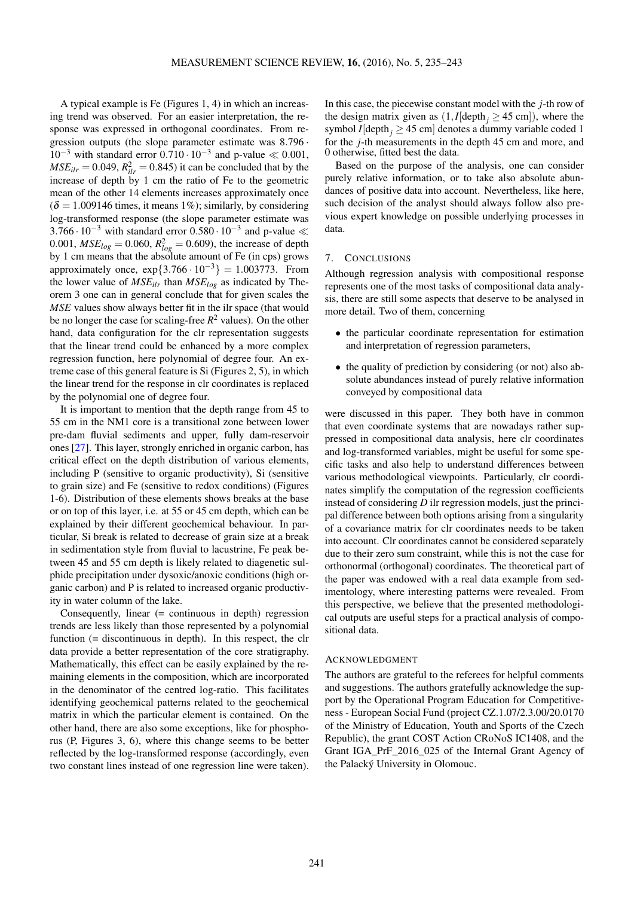A typical example is Fe (Figures 1, 4) in which an increasing trend was observed. For an easier interpretation, the response was expressed in orthogonal coordinates. From regression outputs (the slope parameter estimate was $8.796 \cdot 10^{-3}$ with standard error $0.710 \cdot 10^{-3}$ and p-value $\ll 0.001$, $MSE_{ilr} = 0.049$, $R^2_{ilr} = 0.845$) it can be concluded that by the increase of depth by 1 cm the ratio of Fe to the geometric mean of the other 14 elements increases approximately once ($\delta = 1.009146$ times, it means 1%); similarly, by considering log-transformed response (the slope parameter estimate was $3.766 \cdot 10^{-3}$ with standard error $0.580 \cdot 10^{-3}$ and p-value $\ll 0.001$, $MSE_{log} = 0.060$, $R^2_{log} = 0.609$), the increase of depth by 1 cm means that the absolute amount of Fe (in cps) grows approximately once, $\exp\{3.766 \cdot 10^{-3}\} = 1.003773$. From the lower value of $MSE_{ilr}$ than $MSE_{log}$ as indicated by Theorem 3 one can in general conclude that for given scales the $MSE$ values show always better fit in the ilr space (that would be no longer the case for scaling-free $R^2$ values). On the other hand, data configuration for the clr representation suggests that the linear trend could be enhanced by a more complex regression function, here polynomial of degree four. An extreme case of this general feature is Si (Figures 2, 5), in which the linear trend for the response in clr coordinates is replaced by the polynomial one of degree four.

It is important to mention that the depth range from 45 to 55 cm in the NM1 core is a transitional zone between lower pre-dam fluvial sediments and upper, fully dam-reservoir ones [27]. This layer, strongly enriched in organic carbon, has critical effect on the depth distribution of various elements, including P (sensitive to organic productivity), Si (sensitive to grain size) and Fe (sensitive to redox conditions) (Figures 1-6). Distribution of these elements shows breaks at the base or on top of this layer, i.e. at 55 or 45 cm depth, which can be explained by their different geochemical behaviour. In particular, Si break is related to decrease of grain size at a break in sedimentation style from fluvial to lacustrine, Fe peak between 45 and 55 cm depth is likely related to diagenetic sulphide precipitation under dysoxic/anoxic conditions (high organic carbon) and P is related to increased organic productivity in water column of the lake.

Consequently, linear (= continuous in depth) regression trends are less likely than those represented by a polynomial function (= discontinuous in depth). In this respect, the clr data provide a better representation of the core stratigraphy. Mathematically, this effect can be easily explained by the remaining elements in the composition, which are incorporated in the denominator of the centred log-ratio. This facilitates identifying geochemical patterns related to the geochemical matrix in which the particular element is contained. On the other hand, there are also some exceptions, like for phosphorus (P, Figures 3, 6), where this change seems to be better reflected by the log-transformed response (accordingly, even two constant lines instead of one regression line were taken). In this case, the piecewise constant model with the $j$-th row of the design matrix given as $(1, I[\text{depth}_j \geq 45 \text{ cm}])$, where the symbol $I[\text{depth}_j \geq 45 \text{ cm}]$ denotes a dummy variable coded 1 for the $j$-th measurements in the depth 45 cm and more, and 0 otherwise, fitted best the data.

Based on the purpose of the analysis, one can consider purely relative information, or to take also absolute abundances of positive data into account. Nevertheless, like here, such decision of the analyst should always follow also previous expert knowledge on possible underlying processes in data.

## 7. Conclusions

Although regression analysis with compositional response represents one of the most tasks of compositional data analysis, there are still some aspects that deserve to be analysed in more detail. Two of them, concerning

- the particular coordinate representation for estimation and interpretation of regression parameters,
- the quality of prediction by considering (or not) also absolute abundances instead of purely relative information conveyed by compositional data

were discussed in this paper. They both have in common that even coordinate systems that are nowadays rather suppressed in compositional data analysis, here clr coordinates and log-transformed variables, might be useful for some specific tasks and also help to understand differences between various methodological viewpoints. Particularly, clr coordinates simplify the computation of the regression coefficients instead of considering $D$ ilr regression models, just the principal difference between both options arising from a singularity of a covariance matrix for clr coordinates needs to be taken into account. Clr coordinates cannot be considered separately due to their zero sum constraint, while this is not the case for orthonormal (orthogonal) coordinates. The theoretical part of the paper was endowed with a real data example from sedimentology, where interesting patterns were revealed. From this perspective, we believe that the presented methodological outputs are useful steps for a practical analysis of compositional data.

## Acknowledgment

The authors are grateful to the referees for helpful comments and suggestions. The authors gratefully acknowledge the support by the Operational Program Education for Competitiveness - European Social Fund (project CZ.1.07/2.3.00/20.0170 of the Ministry of Education, Youth and Sports of the Czech Republic), the grant COST Action CRoNoS IC1408, and the Grant IGA_PrF_2016_025 of the Internal Grant Agency of the Palacký University in Olomouc.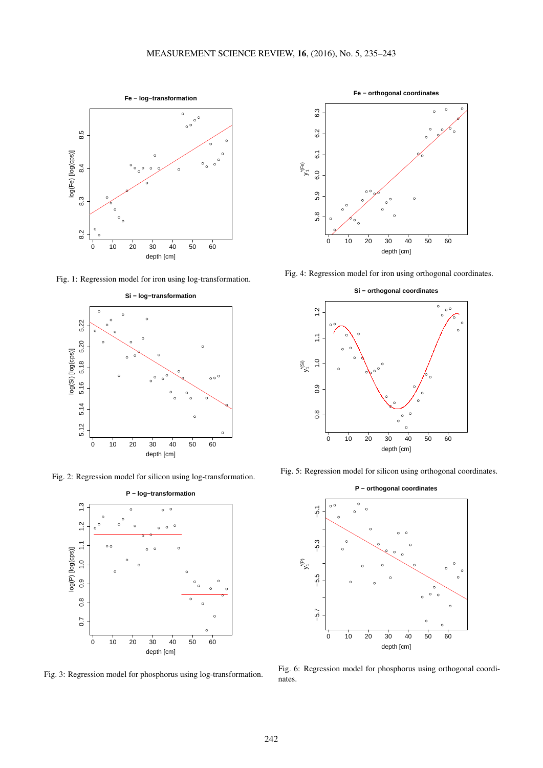Fig. 1: Regression model for iron using log-transformation.

Fig. 2: Regression model for silicon using log-transformation.

Fig. 3: Regression model for phosphorus using log-transformation.

Fig. 4: Regression model for iron using orthogonal coordinates.

Fig. 5: Regression model for silicon using orthogonal coordinates.

Fig. 6: Regression model for phosphorus using orthogonal coordinates.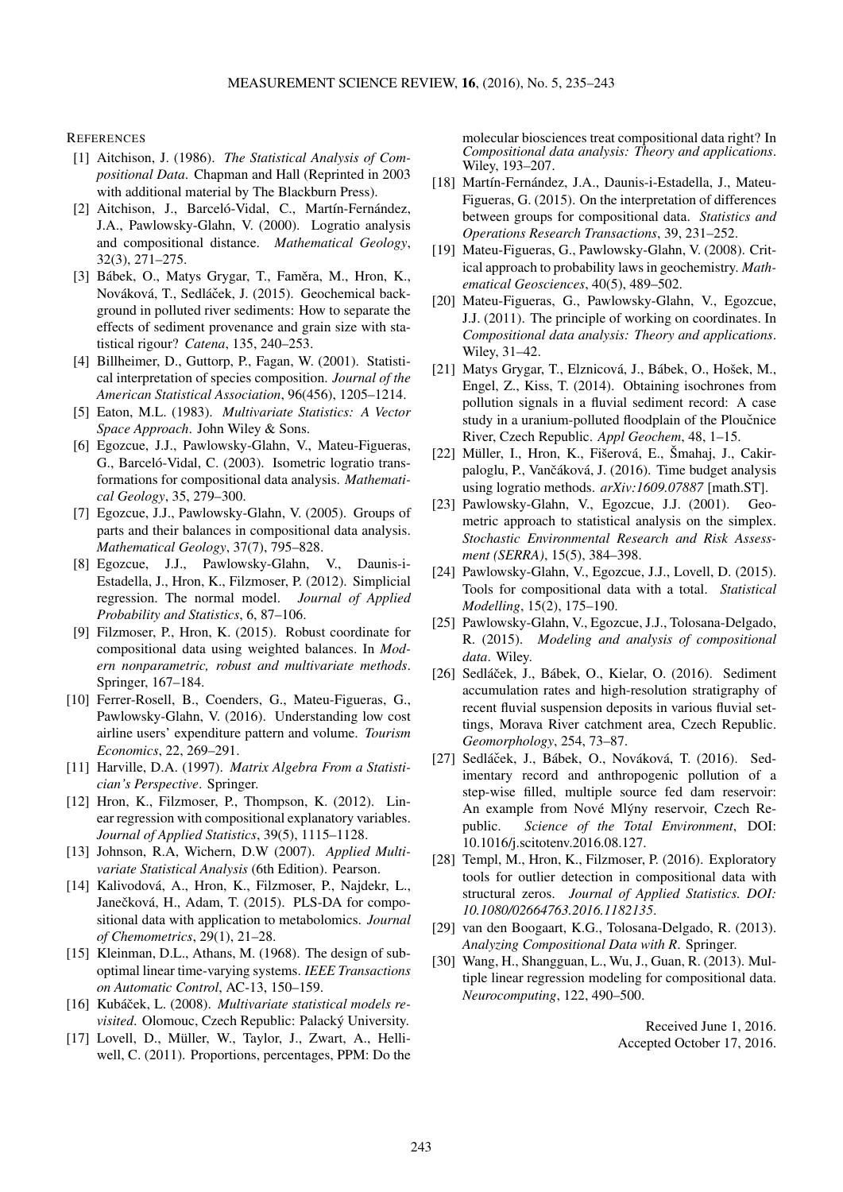## References

[1] Aitchison, J. (1986). *The Statistical Analysis of Compositional Data*. Chapman and Hall (Reprinted in 2003 with additional material by The Blackburn Press).

[2] Aitchison, J., Barceló-Vidal, C., Martín-Fernández, J.A., Pawlowsky-Glahn, V. (2000). Logratio analysis and compositional distance. *Mathematical Geology*, 32(3), 271–275.

[3] Bábek, O., Matys Grygar, T., Faměra, M., Hron, K., Nováková, T., Sedláček, J. (2015). Geochemical background in polluted river sediments: How to separate the effects of sediment provenance and grain size with statistical rigour? *Catena*, 135, 240–253.

[4] Billheimer, D., Guttorp, P., Fagan, W. (2001). Statistical interpretation of species composition. *Journal of the American Statistical Association*, 96(456), 1205–1214.

[5] Eaton, M.L. (1983). *Multivariate Statistics: A Vector Space Approach*. John Wiley & Sons.

[6] Egozcue, J.J., Pawlowsky-Glahn, V., Mateu-Figueras, G., Barceló-Vidal, C. (2003). Isometric logratio transformations for compositional data analysis. *Mathematical Geology*, 35, 279–300.

[7] Egozcue, J.J., Pawlowsky-Glahn, V. (2005). Groups of parts and their balances in compositional data analysis. *Mathematical Geology*, 37(7), 795–828.

[8] Egozcue, J.J., Pawlowsky-Glahn, V., Daunis-i-Estadella, J., Hron, K., Filzmoser, P. (2012). Simplicial regression. The normal model. *Journal of Applied Probability and Statistics*, 6, 87–106.

[9] Filzmoser, P., Hron, K. (2015). Robust coordinate for compositional data using weighted balances. In *Modern nonparametric, robust and multivariate methods*. Springer, 167–184.

[10] Ferrer-Rosell, B., Coenders, G., Mateu-Figueras, G., Pawlowsky-Glahn, V. (2016). Understanding low cost airline users' expenditure pattern and volume. *Tourism Economics*, 22, 269–291.

[11] Harville, D.A. (1997). *Matrix Algebra From a Statistician's Perspective*. Springer.

[12] Hron, K., Filzmoser, P., Thompson, K. (2012). Linear regression with compositional explanatory variables. *Journal of Applied Statistics*, 39(5), 1115–1128.

[13] Johnson, R.A, Wichern, D.W (2007). *Applied Multivariate Statistical Analysis* (6th Edition). Pearson.

[14] Kalivodová, A., Hron, K., Filzmoser, P., Najdekr, L., Janečková, H., Adam, T. (2015). PLS-DA for compositional data with application to metabolomics. *Journal of Chemometrics*, 29(1), 21–28.

[15] Kleinman, D.L., Athans, M. (1968). The design of suboptimal linear time-varying systems. *IEEE Transactions on Automatic Control*, AC-13, 150–159.

[16] Kubáček, L. (2008). *Multivariate statistical models revisited*. Olomouc, Czech Republic: Palacký University.

[17] Lovell, D., Müller, W., Taylor, J., Zwart, A., Helliwell, C. (2011). Proportions, percentages, PPM: Do the molecular biosciences treat compositional data right? In *Compositional data analysis: Theory and applications*. Wiley, 193–207.

[18] Martín-Fernández, J.A., Daunis-i-Estadella, J., Mateu-Figueras, G. (2015). On the interpretation of differences between groups for compositional data. *Statistics and Operations Research Transactions*, 39, 231–252.

[19] Mateu-Figueras, G., Pawlowsky-Glahn, V. (2008). Critical approach to probability laws in geochemistry. *Mathematical Geosciences*, 40(5), 489–502.

[20] Mateu-Figueras, G., Pawlowsky-Glahn, V., Egozcue, J.J. (2011). The principle of working on coordinates. In *Compositional data analysis: Theory and applications*. Wiley, 31–42.

[21] Matys Grygar, T., Elznicová, J., Bábek, O., Hošek, M., Engel, Z., Kiss, T. (2014). Obtaining isochrones from pollution signals in a fluvial sediment record: A case study in a uranium-polluted floodplain of the Ploučnice River, Czech Republic. *Appl Geochem*, 48, 1–15.

[22] Müller, I., Hron, K., Fišerová, E., Šmahaj, J., Cakirpaloglu, P., Vančáková, J. (2016). Time budget analysis using logratio methods. *arXiv:1609.07887* [math.ST].

[23] Pawlowsky-Glahn, V., Egozcue, J.J. (2001). Geometric approach to statistical analysis on the simplex. *Stochastic Environmental Research and Risk Assessment (SERRA)*, 15(5), 384–398.

[24] Pawlowsky-Glahn, V., Egozcue, J.J., Lovell, D. (2015). Tools for compositional data with a total. *Statistical Modelling*, 15(2), 175–190.

[25] Pawlowsky-Glahn, V., Egozcue, J.J., Tolosana-Delgado, R. (2015). *Modeling and analysis of compositional data*. Wiley.

[26] Sedláček, J., Bábek, O., Kielar, O. (2016). Sediment accumulation rates and high-resolution stratigraphy of recent fluvial suspension deposits in various fluvial settings, Morava River catchment area, Czech Republic. *Geomorphology*, 254, 73–87.

[27] Sedláček, J., Bábek, O., Nováková, T. (2016). Sedimentary record and anthropogenic pollution of a step-wise filled, multiple source fed dam reservoir: An example from Nové Mlýny reservoir, Czech Republic. *Science of the Total Environment*, DOI: 10.1016/j.scitotenv.2016.08.127.

[28] Templ, M., Hron, K., Filzmoser, P. (2016). Exploratory tools for outlier detection in compositional data with structural zeros. *Journal of Applied Statistics. DOI: 10.1080/02664763.2016.1182135*.

[29] van den Boogaart, K.G., Tolosana-Delgado, R. (2013). *Analyzing Compositional Data with R*. Springer.

[30] Wang, H., Shangguan, L., Wu, J., Guan, R. (2013). Multiple linear regression modeling for compositional data. *Neurocomputing*, 122, 490–500.

Received June 1, 2016.
Accepted October 17, 2016.